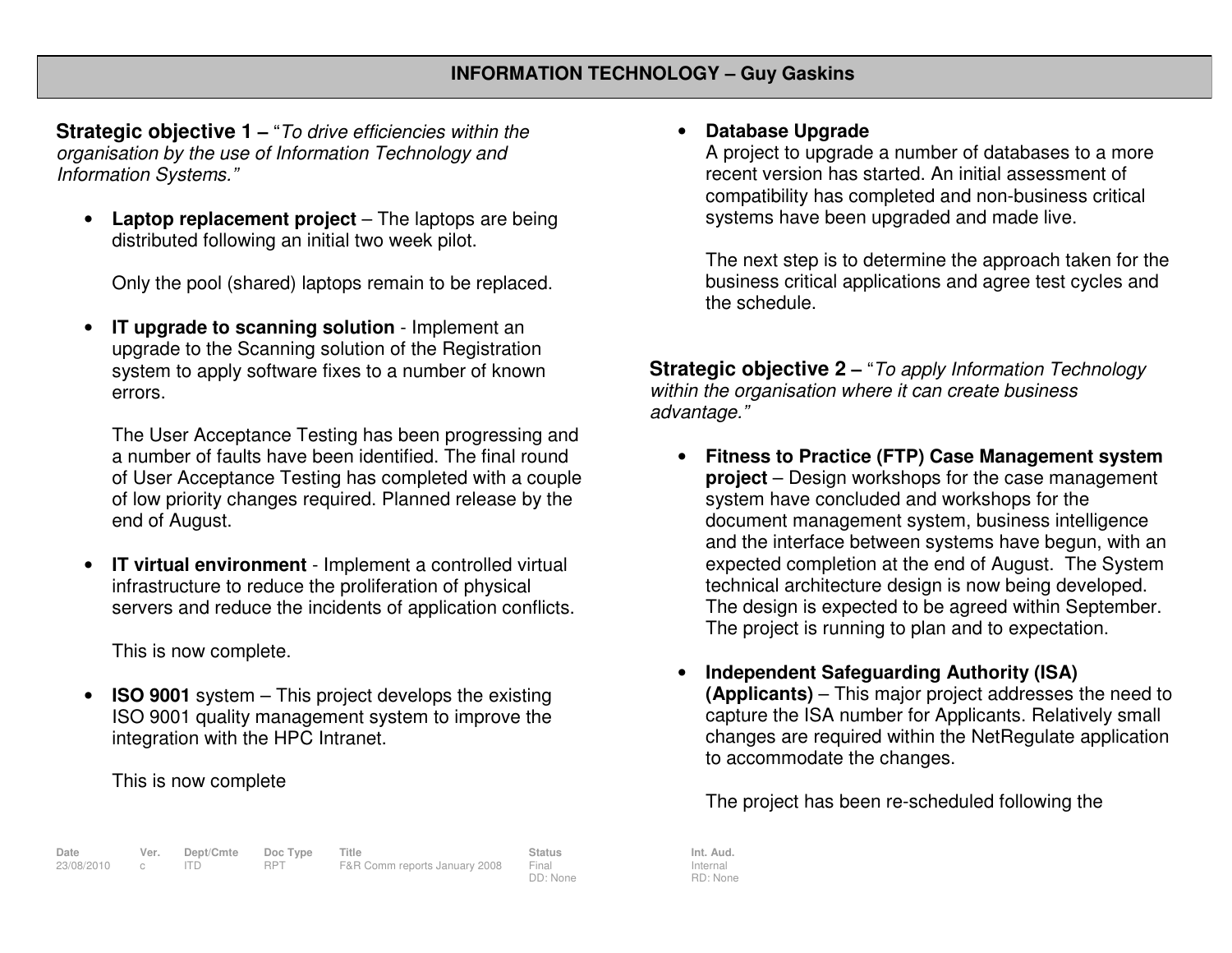## INFORMATION TECHNOLOGY – Guy Gaskins

**Strategic objective 1 –** "*To drive efficiencies within the organisation by the use of Information Technology and Information Systems.*"

- **Laptop replacement project** – The laptops are being distributed following an initial two week pilot.

  Only the pool (shared) laptops remain to be replaced.

- **IT upgrade to scanning solution** - Implement an upgrade to the Scanning solution of the Registration system to apply software fixes to a number of known errors.

  The User Acceptance Testing has been progressing and a number of faults have been identified. The final round of User Acceptance Testing has completed with a couple of low priority changes required. Planned release by the end of August.

- **IT virtual environment** - Implement a controlled virtual infrastructure to reduce the proliferation of physical servers and reduce the incidents of application conflicts.

  This is now complete.

- **ISO 9001** system – This project develops the existing ISO 9001 quality management system to improve the integration with the HPC Intranet.

  This is now complete

- **Database Upgrade**
  A project to upgrade a number of databases to a more recent version has started. An initial assessment of compatibility has completed and non-business critical systems have been upgraded and made live.

  The next step is to determine the approach taken for the business critical applications and agree test cycles and the schedule.

**Strategic objective 2 –** "*To apply Information Technology within the organisation where it can create business advantage.*"

- **Fitness to Practice (FTP) Case Management system project** – Design workshops for the case management system have concluded and workshops for the document management system, business intelligence and the interface between systems have begun, with an expected completion at the end of August. The System technical architecture design is now being developed. The design is expected to be agreed within September. The project is running to plan and to expectation.

- **Independent Safeguarding Authority (ISA) (Applicants)** – This major project addresses the need to capture the ISA number for Applicants. Relatively small changes are required within the NetRegulate application to accommodate the changes.

  The project has been re-scheduled following the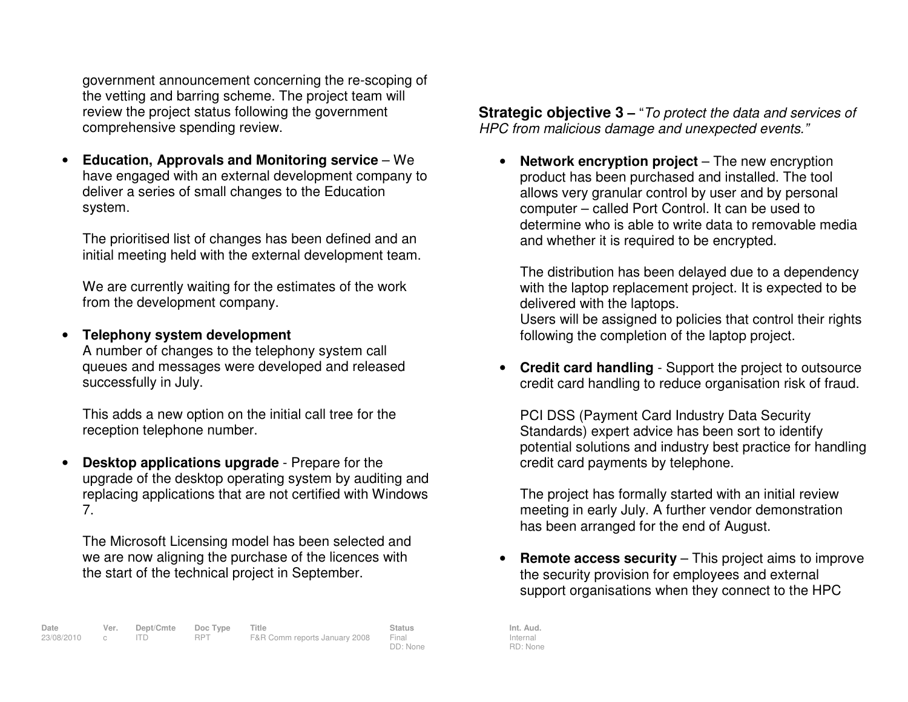government announcement concerning the re-scoping of the vetting and barring scheme. The project team will review the project status following the government comprehensive spending review.

- **Education, Approvals and Monitoring service** – We have engaged with an external development company to deliver a series of small changes to the Education system.

  The prioritised list of changes has been defined and an initial meeting held with the external development team.

  We are currently waiting for the estimates of the work from the development company.

- **Telephony system development**
  A number of changes to the telephony system call queues and messages were developed and released successfully in July.

  This adds a new option on the initial call tree for the reception telephone number.

- **Desktop applications upgrade** - Prepare for the upgrade of the desktop operating system by auditing and replacing applications that are not certified with Windows 7.

  The Microsoft Licensing model has been selected and we are now aligning the purchase of the licences with the start of the technical project in September.

**Strategic objective 3 –** "*To protect the data and services of HPC from malicious damage and unexpected events.*"

- **Network encryption project** – The new encryption product has been purchased and installed. The tool allows very granular control by user and by personal computer – called Port Control. It can be used to determine who is able to write data to removable media and whether it is required to be encrypted.

  The distribution has been delayed due to a dependency with the laptop replacement project. It is expected to be delivered with the laptops.
  Users will be assigned to policies that control their rights following the completion of the laptop project.

- **Credit card handling** - Support the project to outsource credit card handling to reduce organisation risk of fraud.

  PCI DSS (Payment Card Industry Data Security Standards) expert advice has been sort to identify potential solutions and industry best practice for handling credit card payments by telephone.

  The project has formally started with an initial review meeting in early July. A further vendor demonstration has been arranged for the end of August.

- **Remote access security** – This project aims to improve the security provision for employees and external support organisations when they connect to the HPC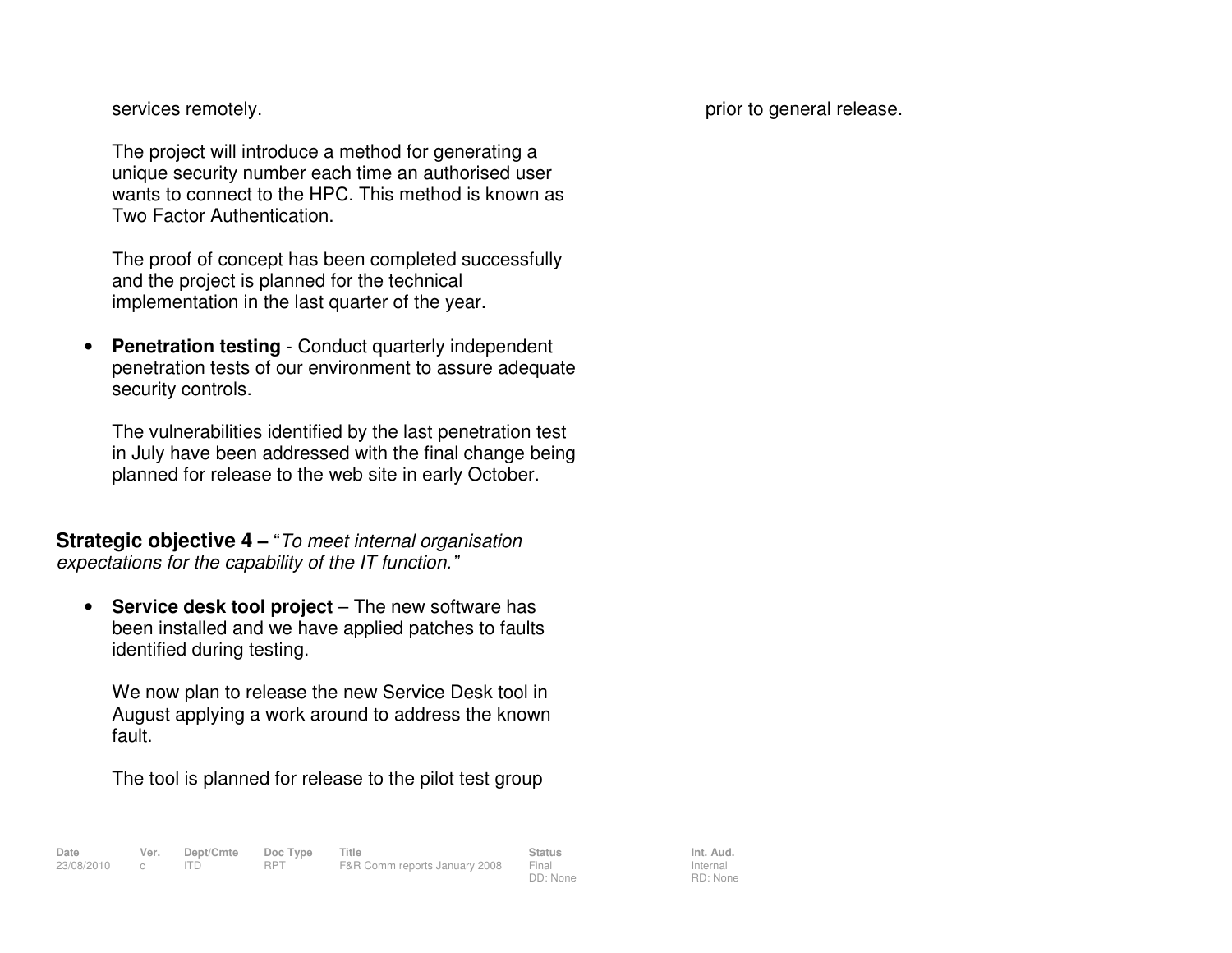services remotely.

The project will introduce a method for generating a unique security number each time an authorised user wants to connect to the HPC. This method is known as Two Factor Authentication.

The proof of concept has been completed successfully and the project is planned for the technical implementation in the last quarter of the year.

- **Penetration testing** - Conduct quarterly independent penetration tests of our environment to assure adequate security controls.

  The vulnerabilities identified by the last penetration test in July have been addressed with the final change being planned for release to the web site in early October.

**Strategic objective 4 –** "*To meet internal organisation expectations for the capability of the IT function.*"

- **Service desk tool project** – The new software has been installed and we have applied patches to faults identified during testing.

  We now plan to release the new Service Desk tool in August applying a work around to address the known fault.

  The tool is planned for release to the pilot test group prior to general release.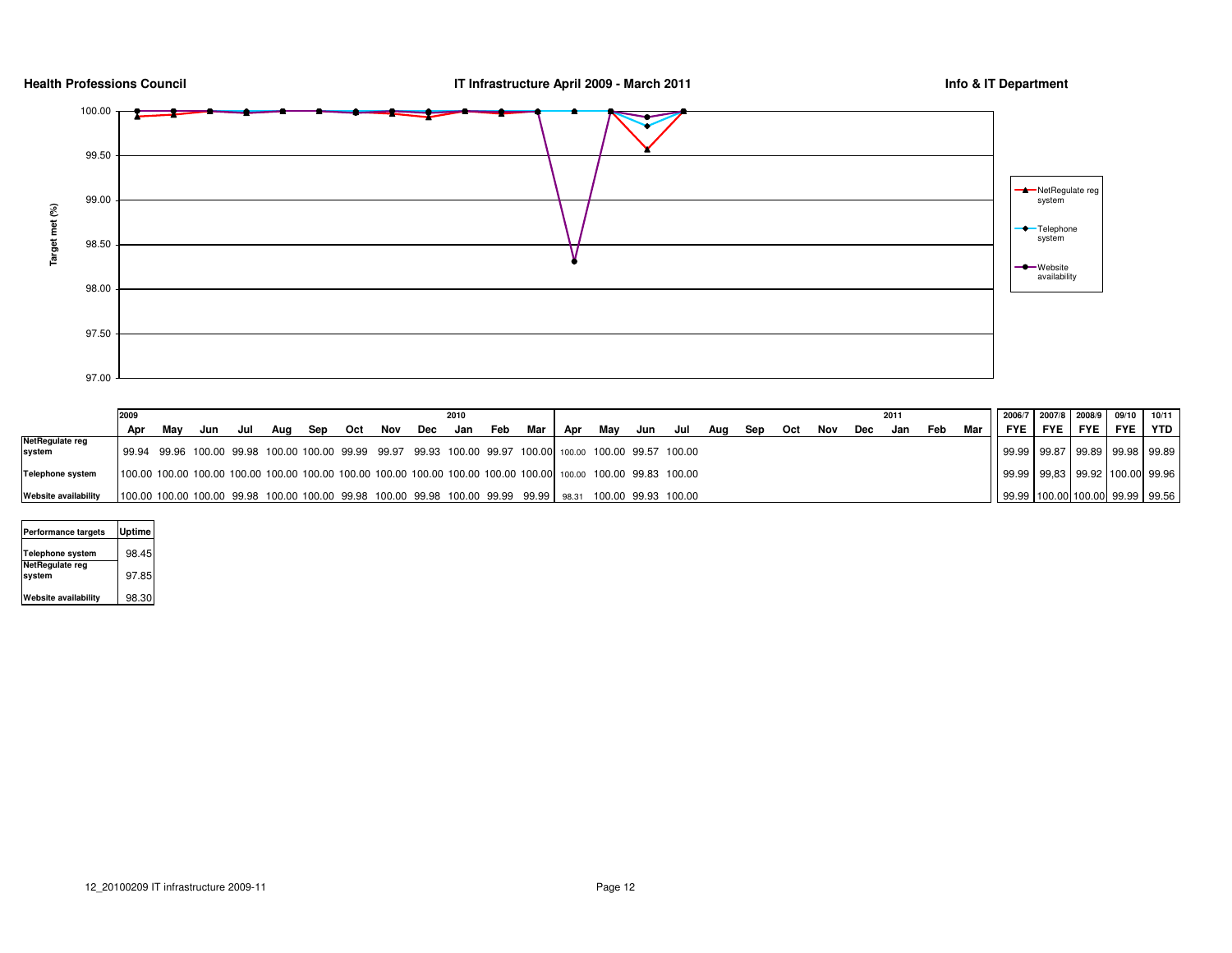**Health Professions Council** — **IT Infrastructure April 2009 - March 2011** — **Info & IT Department**

Target met (%)

100.00
99.50
99.00
98.50
98.00
97.50
97.00

NetRegulate reg system
Telephone system
Website availability

| | 2009 Apr | May | Jun | Jul | Aug | Sep | Oct | Nov | Dec | 2010 Jan | Feb | Mar | Apr | May | Jun | Jul | Aug | Sep | Oct | Nov | Dec | 2011 Jan | Feb | Mar | 2006/7 FYE | 2007/8 FYE | 2008/9 FYE | 09/10 FYE | 10/11 YTD |
|---|---|---|---|---|---|---|---|---|---|---|---|---|---|---|---|---|---|---|---|---|---|---|---|---|---|---|---|---|---|
| **NetRegulate reg system** | 99.94 | 99.96 | 100.00 | 99.98 | 100.00 | 100.00 | 99.99 | 99.97 | 99.93 | 100.00 | 99.97 | 100.00 | 100.00 | 100.00 | 99.57 | 100.00 | | | | | | | | | 99.99 | 99.87 | 99.89 | 99.98 | 99.89 |
| **Telephone system** | 100.00 | 100.00 | 100.00 | 100.00 | 100.00 | 100.00 | 100.00 | 100.00 | 100.00 | 100.00 | 100.00 | 100.00 | 100.00 | 100.00 | 99.83 | 100.00 | | | | | | | | | 99.99 | 99,83 | 99.92 | 100.00 | 99.96 |
| **Website availability** | 100.00 | 100.00 | 100.00 | 99.98 | 100.00 | 100.00 | 99.98 | 100.00 | 99.98 | 100.00 | 99.99 | 99.99 | 98.31 | 100.00 | 99.93 | 100.00 | | | | | | | | | 99.99 | 100.00 | 100.00 | 99.99 | 99.56 |

| Performance targets | Uptime |
|---|---|
| **Telephone system** | 98.45 |
| **NetRegulate reg system** | 97.85 |
| **Website availability** | 98.30 |

12_20100209 IT infrastructure 2009-11